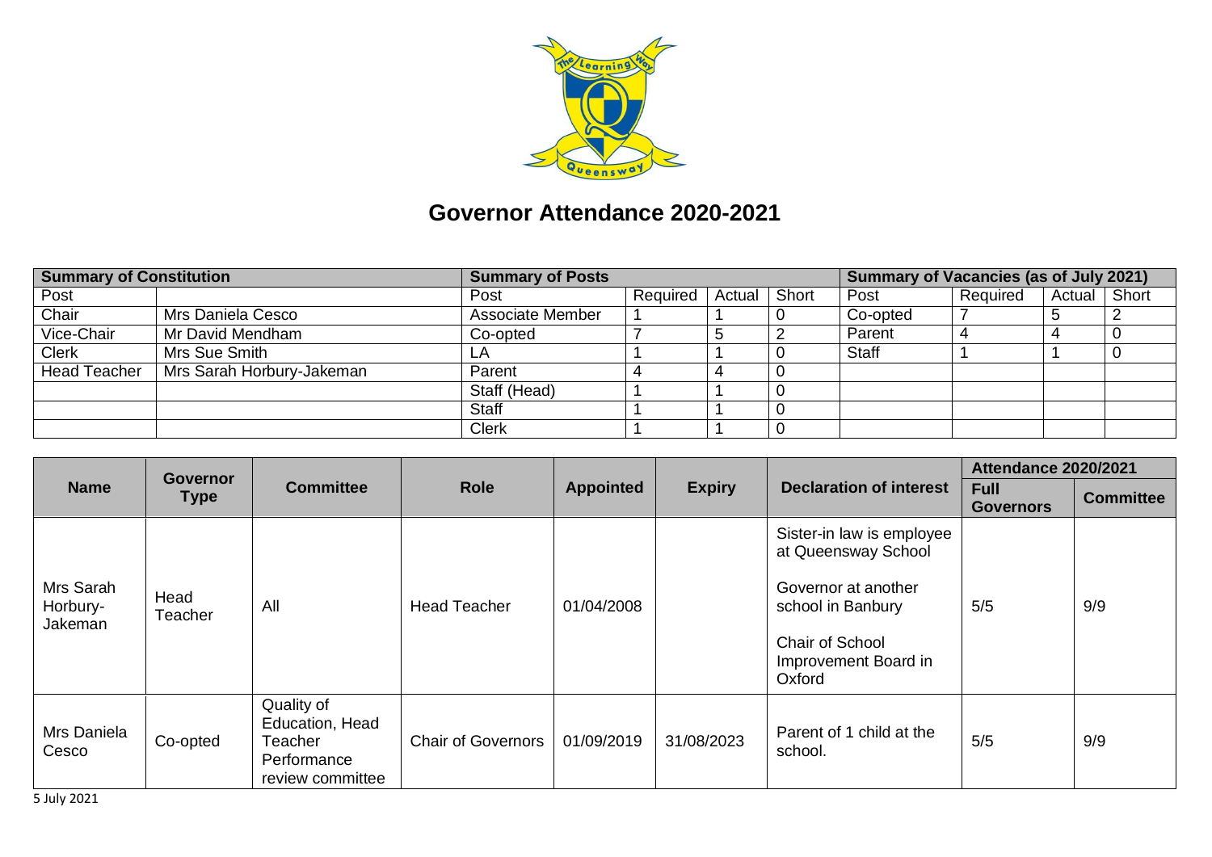# Governor Attendance 2020-2021

| Summary of Constitution | | Summary of Posts | | | | Summary of Vacancies (as of July 2021) | | | |
|---|---|---|---|---|---|---|---|---|---|
| Post | | Post | Required | Actual | Short | Post | Required | Actual | Short |
| Chair | Mrs Daniela Cesco | Associate Member | 1 | 1 | 0 | Co-opted | 7 | 5 | 2 |
| Vice-Chair | Mr David Mendham | Co-opted | 7 | 5 | 2 | Parent | 4 | 4 | 0 |
| Clerk | Mrs Sue Smith | LA | 1 | 1 | 0 | Staff | 1 | 1 | 0 |
| Head Teacher | Mrs Sarah Horbury-Jakeman | Parent | 4 | 4 | 0 | | | | |
| | | Staff (Head) | 1 | 1 | 0 | | | | |
| | | Staff | 1 | 1 | 0 | | | | |
| | | Clerk | 1 | 1 | 0 | | | | |

| Name | Governor Type | Committee | Role | Appointed | Expiry | Declaration of interest | Attendance 2020/2021 | |
|---|---|---|---|---|---|---|---|---|
| | | | | | | | Full Governors | Committee |
| Mrs Sarah Horbury-Jakeman | Head Teacher | All | Head Teacher | 01/04/2008 | | Sister-in law is employee at Queensway School<br><br>Governor at another school in Banbury<br><br>Chair of School Improvement Board in Oxford | 5/5 | 9/9 |
| Mrs Daniela Cesco | Co-opted | Quality of Education, Head Teacher Performance review committee | Chair of Governors | 01/09/2019 | 31/08/2023 | Parent of 1 child at the school. | 5/5 | 9/9 |

5 July 2021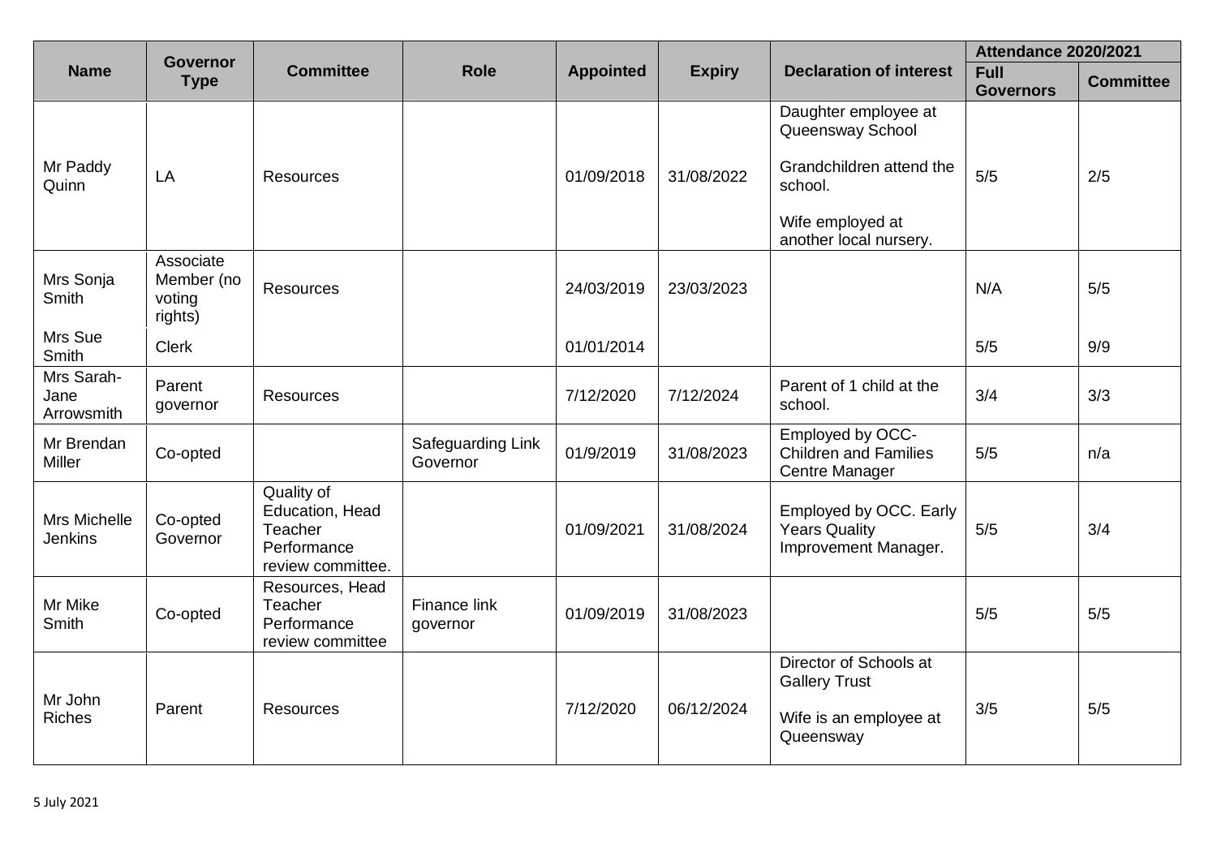| Name | Governor Type | Committee | Role | Appointed | Expiry | Declaration of interest | Attendance 2020/2021 | |
|---|---|---|---|---|---|---|---|---|
| | | | | | | | Full Governors | Committee |
| Mr Paddy Quinn | LA | Resources | | 01/09/2018 | 31/08/2022 | Daughter employee at Queensway School<br><br>Grandchildren attend the school.<br><br>Wife employed at another local nursery. | 5/5 | 2/5 |
| Mrs Sonja Smith | Associate Member (no voting rights) | Resources | | 24/03/2019 | 23/03/2023 | | N/A | 5/5 |
| Mrs Sue Smith | Clerk | | | 01/01/2014 | | | 5/5 | 9/9 |
| Mrs Sarah-Jane Arrowsmith | Parent governor | Resources | | 7/12/2020 | 7/12/2024 | Parent of 1 child at the school. | 3/4 | 3/3 |
| Mr Brendan Miller | Co-opted | | Safeguarding Link Governor | 01/9/2019 | 31/08/2023 | Employed by OCC-Children and Families Centre Manager | 5/5 | n/a |
| Mrs Michelle Jenkins | Co-opted Governor | Quality of Education, Head Teacher Performance review committee. | | 01/09/2021 | 31/08/2024 | Employed by OCC. Early Years Quality Improvement Manager. | 5/5 | 3/4 |
| Mr Mike Smith | Co-opted | Resources, Head Teacher Performance review committee | Finance link governor | 01/09/2019 | 31/08/2023 | | 5/5 | 5/5 |
| Mr John Riches | Parent | Resources | | 7/12/2020 | 06/12/2024 | Director of Schools at Gallery Trust<br><br>Wife is an employee at Queensway | 3/5 | 5/5 |

5 July 2021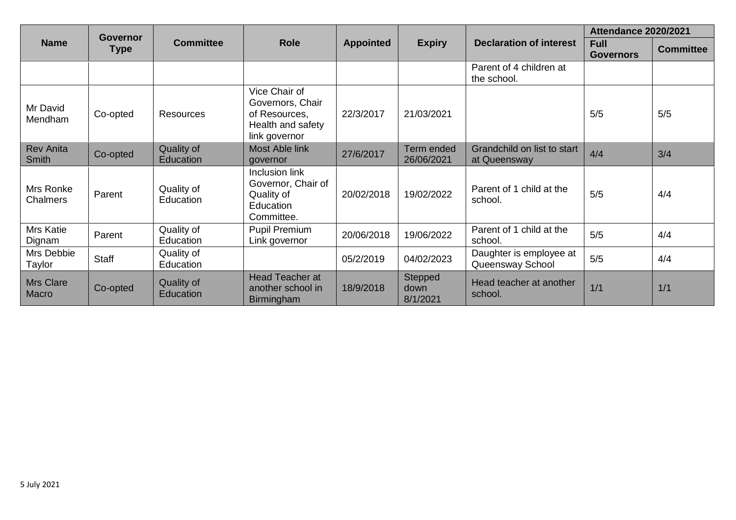| Name | Governor Type | Committee | Role | Appointed | Expiry | Declaration of interest | Attendance 2020/2021 | |
|---|---|---|---|---|---|---|---|---|
| | | | | | | | Full Governors | Committee |
| | | | | | | Parent of 4 children at the school. | | |
| Mr David Mendham | Co-opted | Resources | Vice Chair of Governors, Chair of Resources, Health and safety link governor | 22/3/2017 | 21/03/2021 | | 5/5 | 5/5 |
| Rev Anita Smith | Co-opted | Quality of Education | Most Able link governor | 27/6/2017 | Term ended 26/06/2021 | Grandchild on list to start at Queensway | 4/4 | 3/4 |
| Mrs Ronke Chalmers | Parent | Quality of Education | Inclusion link Governor, Chair of Quality of Education Committee. | 20/02/2018 | 19/02/2022 | Parent of 1 child at the school. | 5/5 | 4/4 |
| Mrs Katie Dignam | Parent | Quality of Education | Pupil Premium Link governor | 20/06/2018 | 19/06/2022 | Parent of 1 child at the school. | 5/5 | 4/4 |
| Mrs Debbie Taylor | Staff | Quality of Education | | 05/2/2019 | 04/02/2023 | Daughter is employee at Queensway School | 5/5 | 4/4 |
| Mrs Clare Macro | Co-opted | Quality of Education | Head Teacher at another school in Birmingham | 18/9/2018 | Stepped down 8/1/2021 | Head teacher at another school. | 1/1 | 1/1 |

5 July 2021